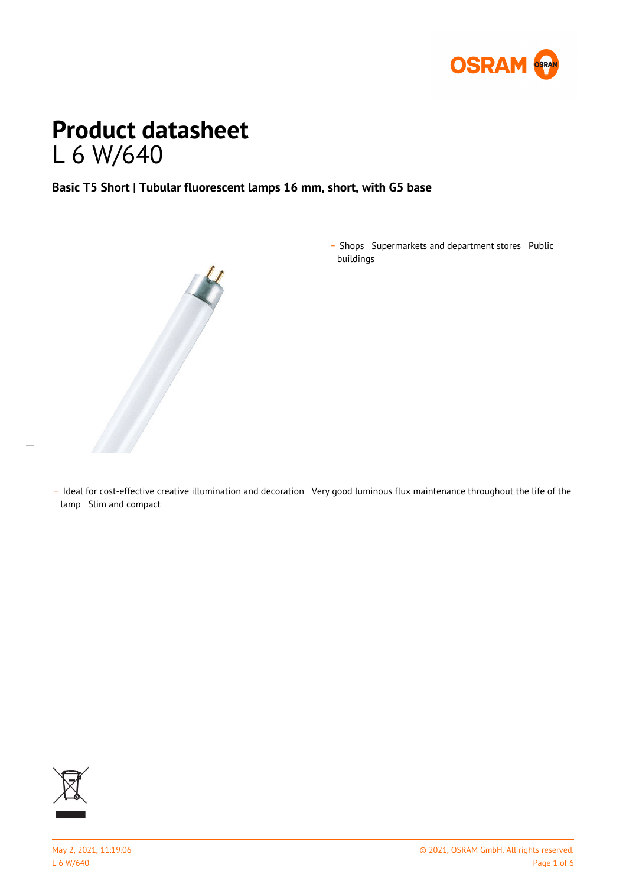# Product datasheet

L 6 W/640

## Basic T5 Short | Tubular fluorescent lamps 16 mm, short, with G5 base

- Shops
- Supermarkets and department stores
- Public buildings

- Ideal for cost-effective creative illumination and decoration
- Very good luminous flux maintenance throughout the life of the lamp
- Slim and compact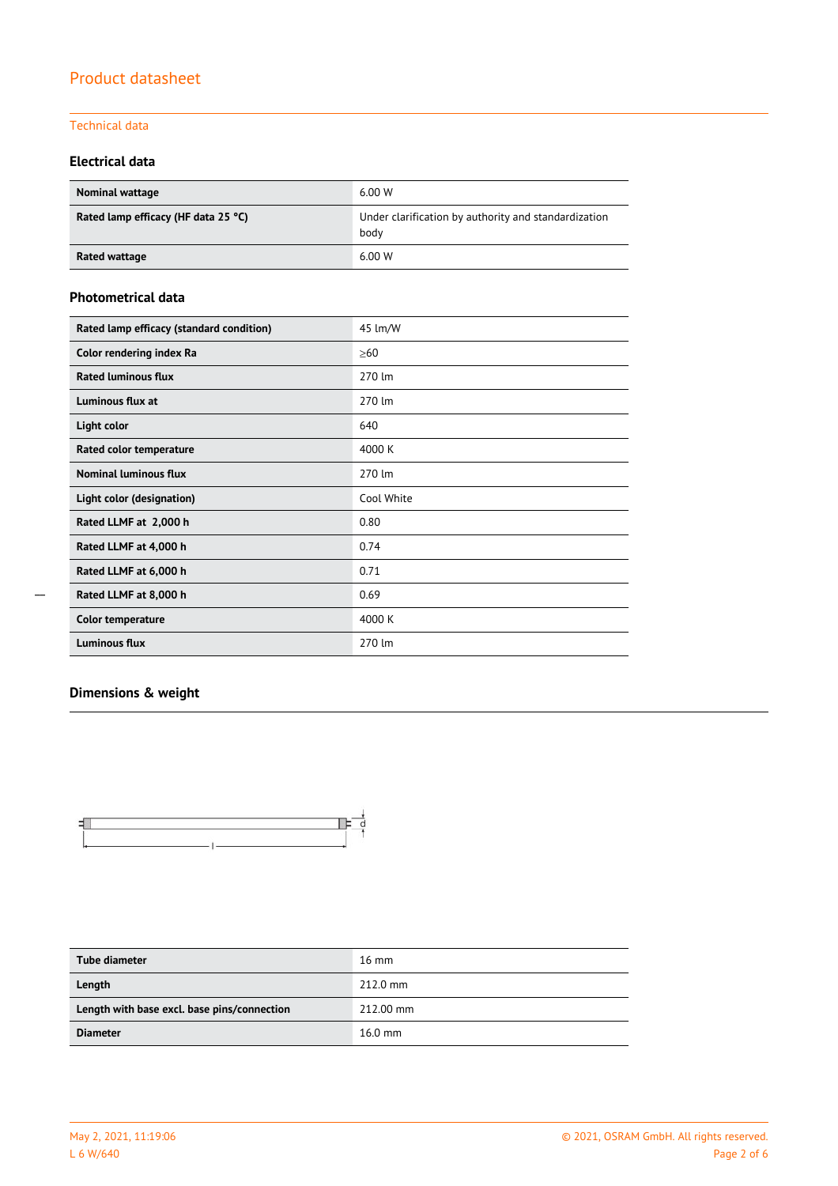# Product datasheet

## Technical data

### Electrical data

| | |
|---|---|
| **Nominal wattage** | 6.00 W |
| **Rated lamp efficacy (HF data 25 °C)** | Under clarification by authority and standardization body |
| **Rated wattage** | 6.00 W |

### Photometrical data

| | |
|---|---|
| **Rated lamp efficacy (standard condition)** | 45 lm/W |
| **Color rendering index Ra** | ≥60 |
| **Rated luminous flux** | 270 lm |
| **Luminous flux at** | 270 lm |
| **Light color** | 640 |
| **Rated color temperature** | 4000 K |
| **Nominal luminous flux** | 270 lm |
| **Light color (designation)** | Cool White |
| **Rated LLMF at 2,000 h** | 0.80 |
| **Rated LLMF at 4,000 h** | 0.74 |
| **Rated LLMF at 6,000 h** | 0.71 |
| **Rated LLMF at 8,000 h** | 0.69 |
| **Color temperature** | 4000 K |
| **Luminous flux** | 270 lm |

### Dimensions & weight

| | |
|---|---|
| **Tube diameter** | 16 mm |
| **Length** | 212.0 mm |
| **Length with base excl. base pins/connection** | 212.00 mm |
| **Diameter** | 16.0 mm |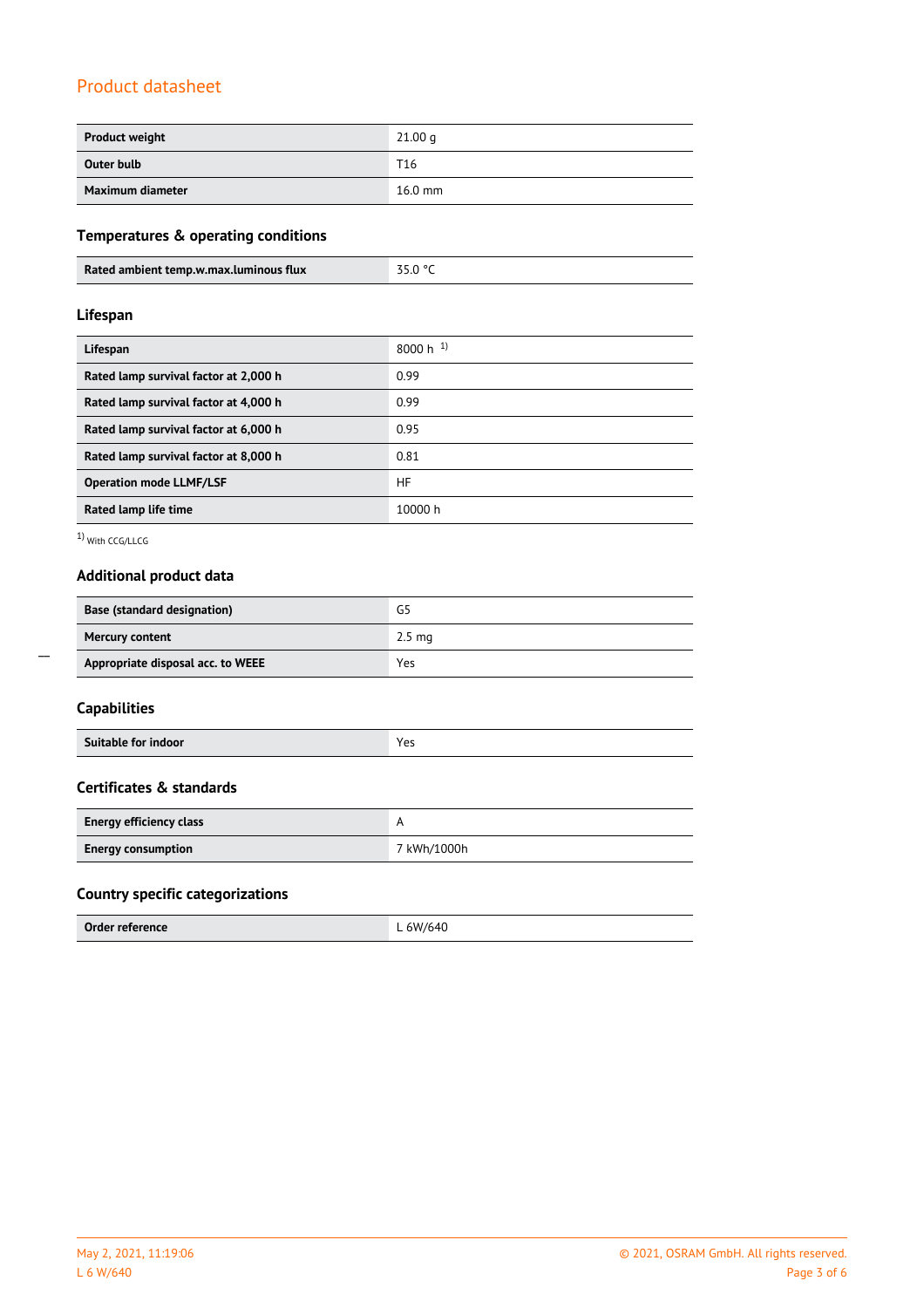## Product datasheet

| | |
|---|---|
| **Product weight** | 21.00 g |
| **Outer bulb** | T16 |
| **Maximum diameter** | 16.0 mm |

### Temperatures & operating conditions

| | |
|---|---|
| **Rated ambient temp.w.max.luminous flux** | 35.0 °C |

### Lifespan

| | |
|---|---|
| **Lifespan** | 8000 h [1] |
| **Rated lamp survival factor at 2,000 h** | 0.99 |
| **Rated lamp survival factor at 4,000 h** | 0.99 |
| **Rated lamp survival factor at 6,000 h** | 0.95 |
| **Rated lamp survival factor at 8,000 h** | 0.81 |
| **Operation mode LLMF/LSF** | HF |
| **Rated lamp life time** | 10000 h |

[1] With CCG/LLCG

### Additional product data

| | |
|---|---|
| **Base (standard designation)** | G5 |
| **Mercury content** | 2.5 mg |
| **Appropriate disposal acc. to WEEE** | Yes |

### Capabilities

| | |
|---|---|
| **Suitable for indoor** | Yes |

### Certificates & standards

| | |
|---|---|
| **Energy efficiency class** | A |
| **Energy consumption** | 7 kWh/1000h |

### Country specific categorizations

| | |
|---|---|
| **Order reference** | L 6W/640 |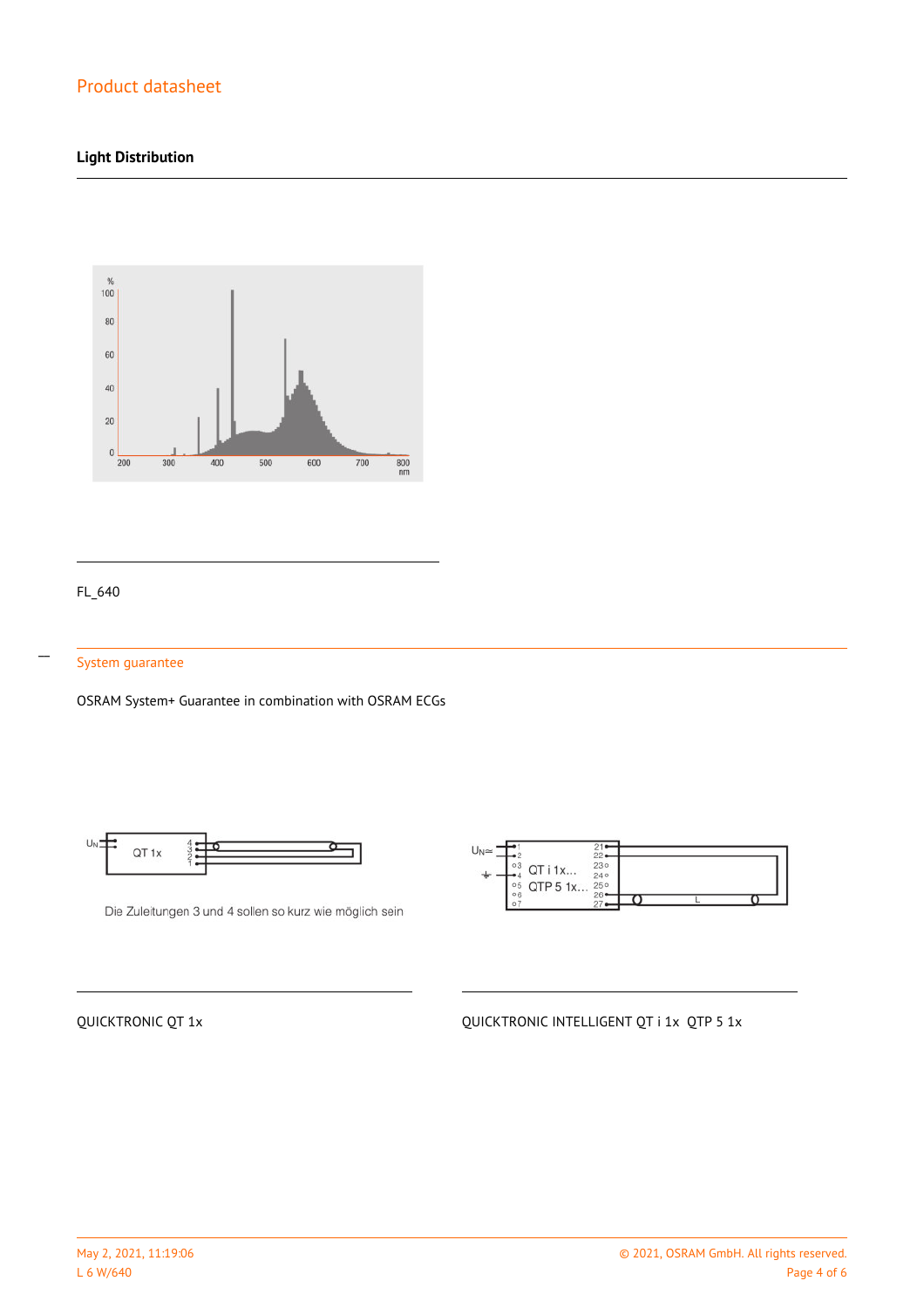## Light Distribution

FL_640

## System guarantee

OSRAM System+ Guarantee in combination with OSRAM ECGs

Die Zuleitungen 3 und 4 sollen so kurz wie möglich sein

QUICKTRONIC QT 1x

QUICKTRONIC INTELLIGENT QT i 1x QTP 5 1x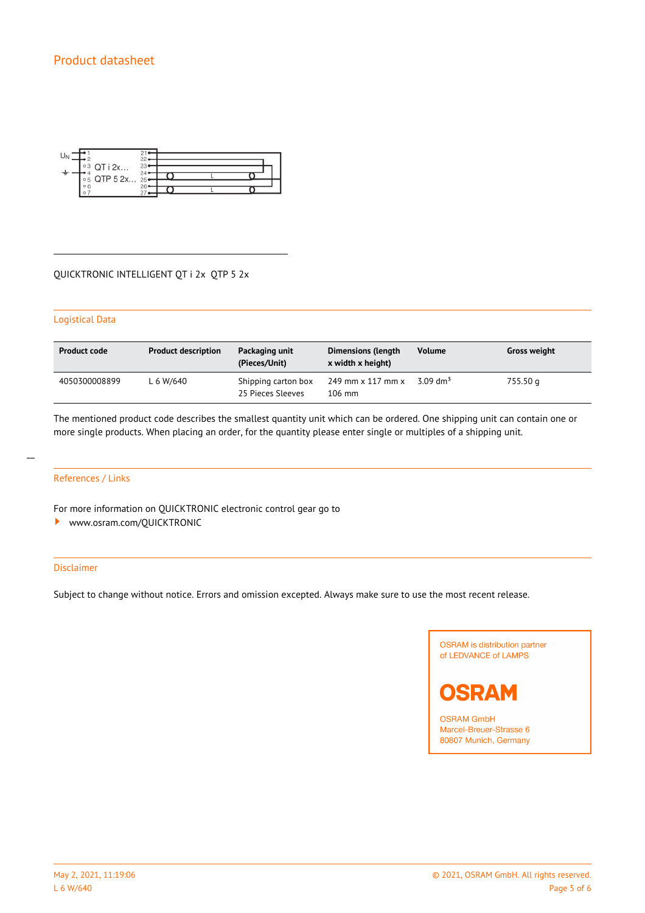QUICKTRONIC INTELLIGENT QT i 2x QTP 5 2x

## Logistical Data

| Product code | Product description | Packaging unit (Pieces/Unit) | Dimensions (length x width x height) | Volume | Gross weight |
|---|---|---|---|---|---|
| 4050300008899 | L 6 W/640 | Shipping carton box 25 Pieces Sleeves | 249 mm x 117 mm x 106 mm | 3.09 $dm^3$ | 755.50 g |

The mentioned product code describes the smallest quantity unit which can be ordered. One shipping unit can contain one or more single products. When placing an order, for the quantity please enter single or multiples of a shipping unit.

## References / Links

For more information on QUICKTRONIC electronic control gear go to

- www.osram.com/QUICKTRONIC

## Disclaimer

Subject to change without notice. Errors and omission excepted. Always make sure to use the most recent release.

OSRAM is distribution partner of LEDVANCE of LAMPS

OSRAM

OSRAM GmbH
Marcel-Breuer-Strasse 6
80807 Munich, Germany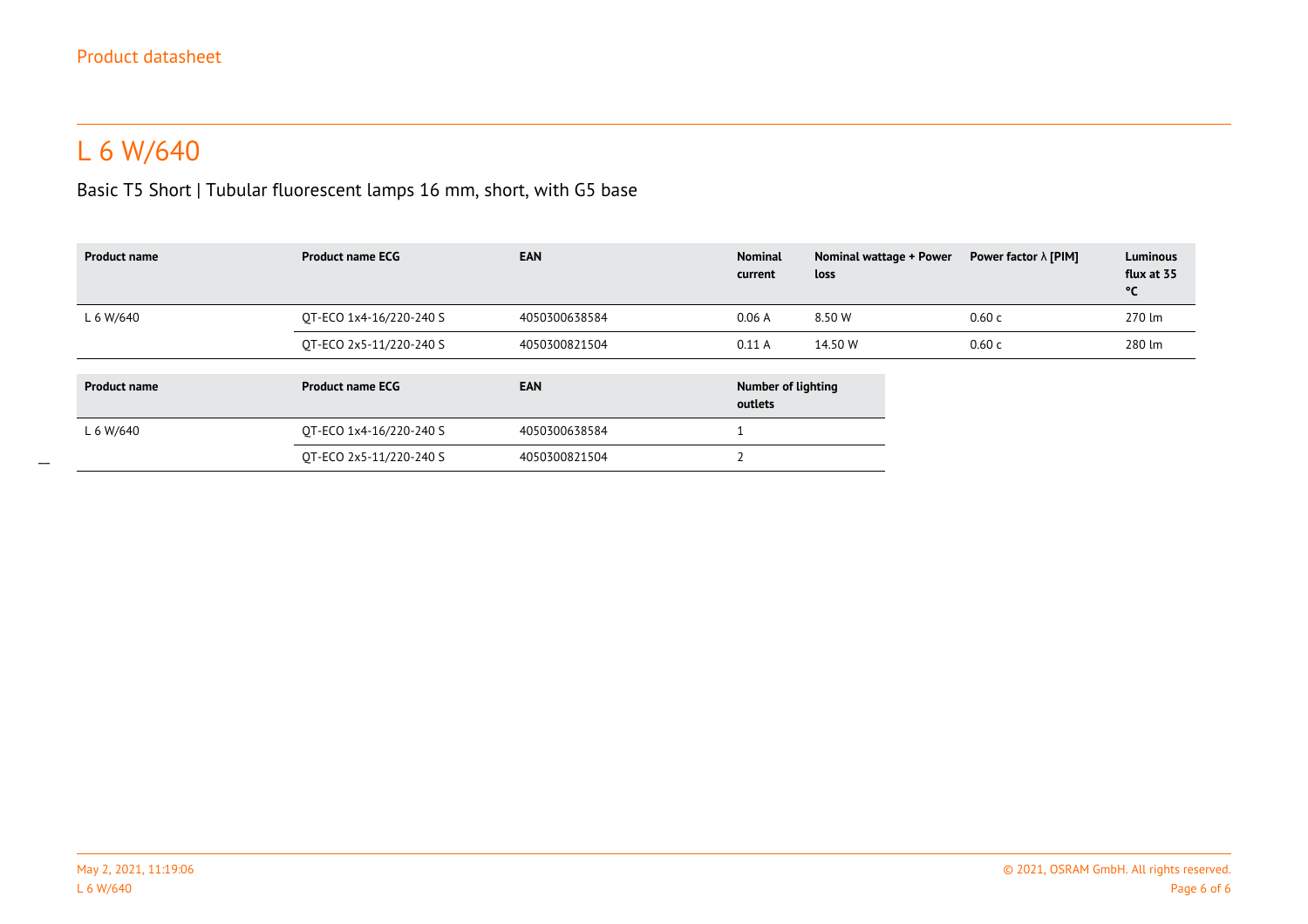# L 6 W/640

Basic T5 Short | Tubular fluorescent lamps 16 mm, short, with G5 base

| Product name | Product name ECG | EAN | Nominal current | Nominal wattage + Power loss | Power factor λ [PIM] | Luminous flux at 35 °C |
|---|---|---|---|---|---|---|
| L 6 W/640 | QT-ECO 1x4-16/220-240 S | 4050300638584 | 0.06 A | 8.50 W | 0.60 c | 270 lm |
| | QT-ECO 2x5-11/220-240 S | 4050300821504 | 0.11 A | 14.50 W | 0.60 c | 280 lm |

| Product name | Product name ECG | EAN | Number of lighting outlets |
|---|---|---|---|
| L 6 W/640 | QT-ECO 1x4-16/220-240 S | 4050300638584 | 1 |
| | QT-ECO 2x5-11/220-240 S | 4050300821504 | 2 |